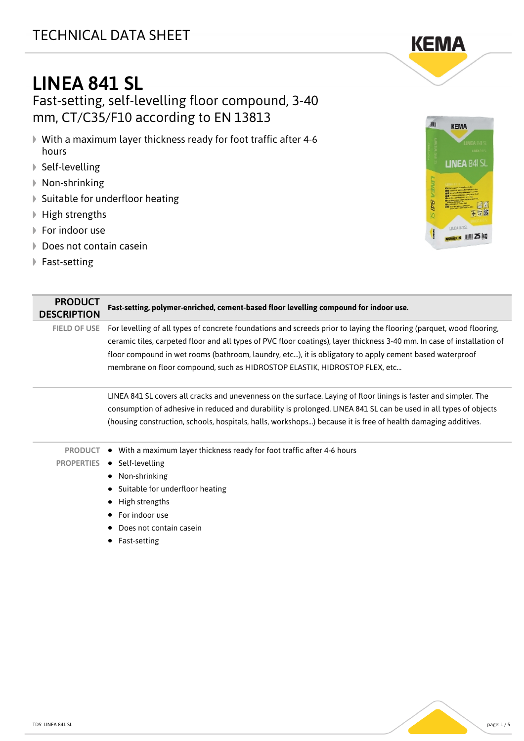# TECHNICAL DATA SHEET

# LINEA 841 SL

## Fast-setting, self-levelling floor compound, 3-40 mm, CT/C35/F10 according to EN 13813

- With a maximum layer thickness ready for foot traffic after 4-6 hours
- Self-levelling
- Non-shrinking
- Suitable for underfloor heating
- High strengths
- For indoor use
- Does not contain casein
- Fast-setting

| PRODUCT DESCRIPTION | **Fast-setting, polymer-enriched, cement-based floor levelling compound for indoor use.** |
|---|---|
| FIELD OF USE | For levelling of all types of concrete foundations and screeds prior to laying the flooring (parquet, wood flooring, ceramic tiles, carpeted floor and all types of PVC floor coatings), layer thickness 3-40 mm. In case of installation of floor compound in wet rooms (bathroom, laundry, etc...), it is obligatory to apply cement based waterproof membrane on floor compound, such as HIDROSTOP ELASTIK, HIDROSTOP FLEX, etc... |
| | LINEA 841 SL covers all cracks and unevenness on the surface. Laying of floor linings is faster and simpler. The consumption of adhesive in reduced and durability is prolonged. LINEA 841 SL can be used in all types of objects (housing construction, schools, hospitals, halls, workshops...) because it is free of health damaging additives. |
| PRODUCT PROPERTIES | • With a maximum layer thickness ready for foot traffic after 4-6 hours<br>• Self-levelling<br>• Non-shrinking<br>• Suitable for underfloor heating<br>• High strengths<br>• For indoor use<br>• Does not contain casein<br>• Fast-setting |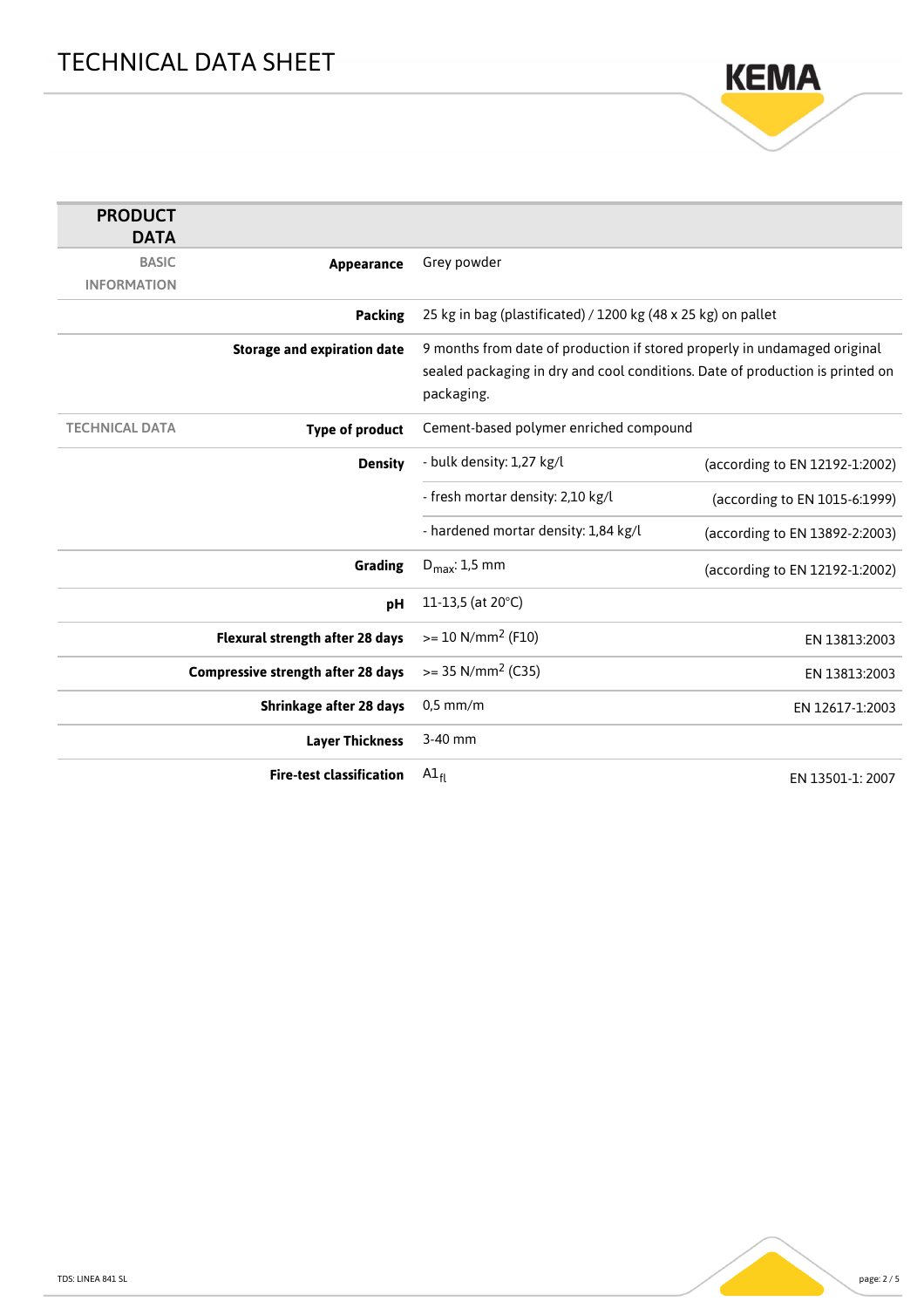# TECHNICAL DATA SHEET

## PRODUCT DATA

| | | | |
|---|---|---|---|
| BASIC INFORMATION | **Appearance** | Grey powder | |
| | **Packing** | 25 kg in bag (plastificated) / 1200 kg (48 x 25 kg) on pallet | |
| | **Storage and expiration date** | 9 months from date of production if stored properly in undamaged original sealed packaging in dry and cool conditions. Date of production is printed on packaging. | |
| TECHNICAL DATA | **Type of product** | Cement-based polymer enriched compound | |
| | **Density** | - bulk density: 1,27 kg/l | (according to EN 12192-1:2002) |
| | | - fresh mortar density: 2,10 kg/l | (according to EN 1015-6:1999) |
| | | - hardened mortar density: 1,84 kg/l | (according to EN 13892-2:2003) |
| | **Grading** | $D_{max}$: 1,5 mm | (according to EN 12192-1:2002) |
| | **pH** | 11-13,5 (at 20°C) | |
| | **Flexural strength after 28 days** | >= 10 N/mm$^2$ (F10) | EN 13813:2003 |
| | **Compressive strength after 28 days** | >= 35 N/mm$^2$ (C35) | EN 13813:2003 |
| | **Shrinkage after 28 days** | 0,5 mm/m | EN 12617-1:2003 |
| | **Layer Thickness** | 3-40 mm | |
| | **Fire-test classification** | $A1_{fl}$ | EN 13501-1: 2007 |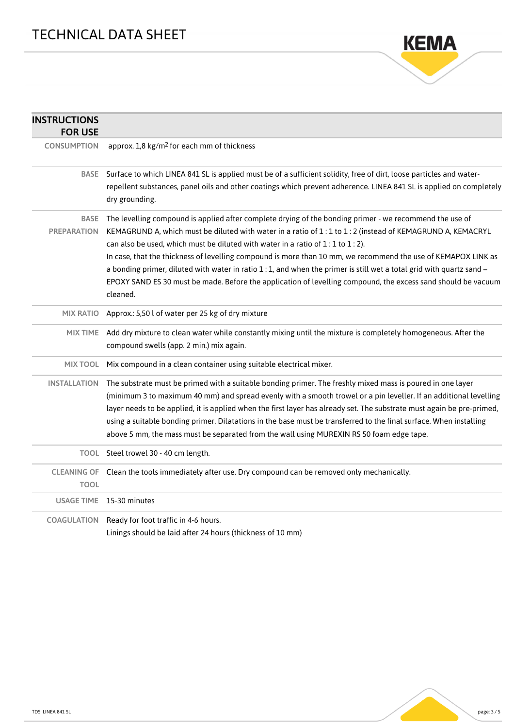## INSTRUCTIONS FOR USE

| | |
|---|---|
| CONSUMPTION | approx. 1,8 kg/m$^2$ for each mm of thickness |
| BASE | Surface to which LINEA 841 SL is applied must be of a sufficient solidity, free of dirt, loose particles and water-repellent substances, panel oils and other coatings which prevent adherence. LINEA 841 SL is applied on completely dry grounding. |
| BASE PREPARATION | The levelling compound is applied after complete drying of the bonding primer - we recommend the use of KEMAGRUND A, which must be diluted with water in a ratio of 1 : 1 to 1 : 2 (instead of KEMAGRUND A, KEMACRYL can also be used, which must be diluted with water in a ratio of 1 : 1 to 1 : 2).<br>In case, that the thickness of levelling compound is more than 10 mm, we recommend the use of KEMAPOX LINK as a bonding primer, diluted with water in ratio 1 : 1, and when the primer is still wet a total grid with quartz sand – EPOXY SAND ES 30 must be made. Before the application of levelling compound, the excess sand should be vacuum cleaned. |
| MIX RATIO | Approx.: 5,50 l of water per 25 kg of dry mixture |
| MIX TIME | Add dry mixture to clean water while constantly mixing until the mixture is completely homogeneous. After the compound swells (app. 2 min.) mix again. |
| MIX TOOL | Mix compound in a clean container using suitable electrical mixer. |
| INSTALLATION | The substrate must be primed with a suitable bonding primer. The freshly mixed mass is poured in one layer (minimum 3 to maximum 40 mm) and spread evenly with a smooth trowel or a pin leveller. If an additional levelling layer needs to be applied, it is applied when the first layer has already set. The substrate must again be pre-primed, using a suitable bonding primer. Dilatations in the base must be transferred to the final surface. When installing above 5 mm, the mass must be separated from the wall using MUREXIN RS 50 foam edge tape. |
| TOOL | Steel trowel 30 - 40 cm length. |
| CLEANING OF TOOL | Clean the tools immediately after use. Dry compound can be removed only mechanically. |
| USAGE TIME | 15-30 minutes |
| COAGULATION | Ready for foot traffic in 4-6 hours.<br>Linings should be laid after 24 hours (thickness of 10 mm) |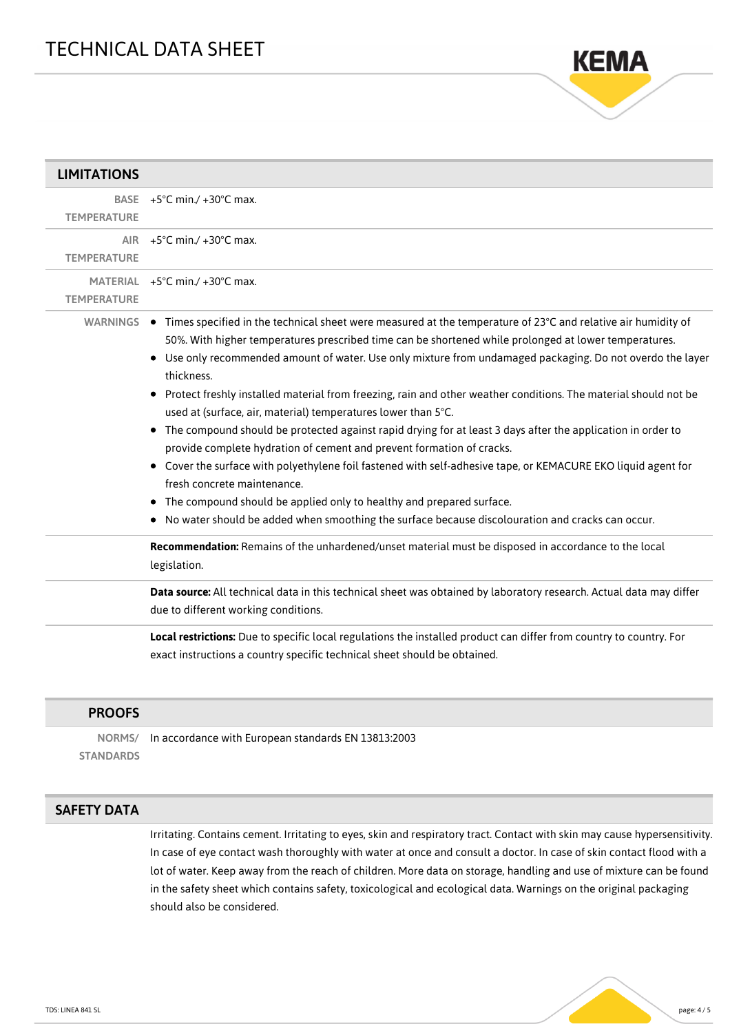## LIMITATIONS

| | |
|---|---|
| BASE TEMPERATURE | +5°C min./ +30°C max. |
| AIR TEMPERATURE | +5°C min./ +30°C max. |
| MATERIAL TEMPERATURE | +5°C min./ +30°C max. |

**WARNINGS**

- Times specified in the technical sheet were measured at the temperature of 23°C and relative air humidity of 50%. With higher temperatures prescribed time can be shortened while prolonged at lower temperatures.
- Use only recommended amount of water. Use only mixture from undamaged packaging. Do not overdo the layer thickness.
- Protect freshly installed material from freezing, rain and other weather conditions. The material should not be used at (surface, air, material) temperatures lower than 5°C.
- The compound should be protected against rapid drying for at least 3 days after the application in order to provide complete hydration of cement and prevent formation of cracks.
- Cover the surface with polyethylene foil fastened with self-adhesive tape, or KEMACURE EKO liquid agent for fresh concrete maintenance.
- The compound should be applied only to healthy and prepared surface.
- No water should be added when smoothing the surface because discolouration and cracks can occur.

**Recommendation:** Remains of the unhardened/unset material must be disposed in accordance to the local legislation.

**Data source:** All technical data in this technical sheet was obtained by laboratory research. Actual data may differ due to different working conditions.

**Local restrictions:** Due to specific local regulations the installed product can differ from country to country. For exact instructions a country specific technical sheet should be obtained.

## PROOFS

| | |
|---|---|
| NORMS/ STANDARDS | In accordance with European standards EN 13813:2003 |

## SAFETY DATA

Irritating. Contains cement. Irritating to eyes, skin and respiratory tract. Contact with skin may cause hypersensitivity. In case of eye contact wash thoroughly with water at once and consult a doctor. In case of skin contact flood with a lot of water. Keep away from the reach of children. More data on storage, handling and use of mixture can be found in the safety sheet which contains safety, toxicological and ecological data. Warnings on the original packaging should also be considered.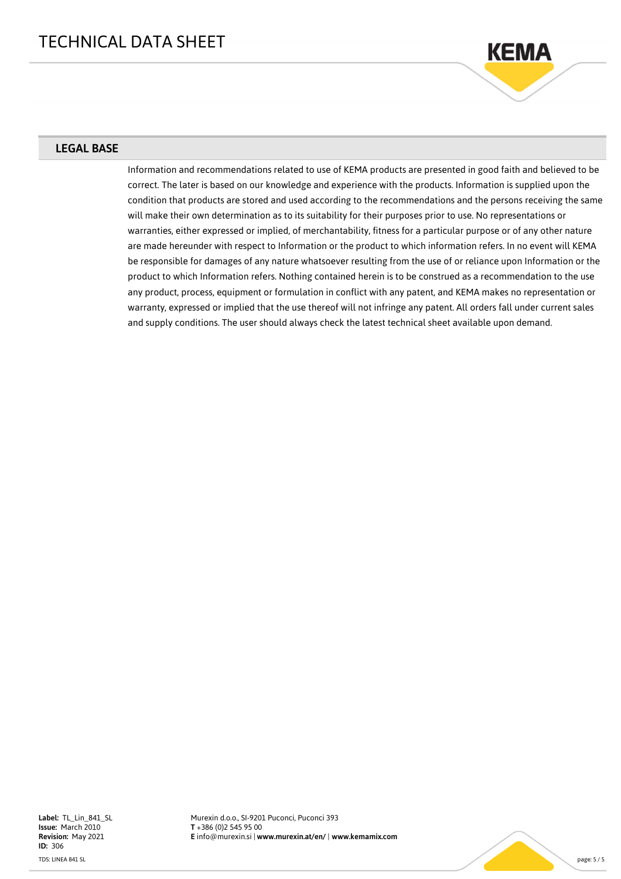## LEGAL BASE

Information and recommendations related to use of KEMA products are presented in good faith and believed to be correct. The later is based on our knowledge and experience with the products. Information is supplied upon the condition that products are stored and used according to the recommendations and the persons receiving the same will make their own determination as to its suitability for their purposes prior to use. No representations or warranties, either expressed or implied, of merchantability, fitness for a particular purpose or of any other nature are made hereunder with respect to Information or the product to which information refers. In no event will KEMA be responsible for damages of any nature whatsoever resulting from the use of or reliance upon Information or the product to which Information refers. Nothing contained herein is to be construed as a recommendation to the use any product, process, equipment or formulation in conflict with any patent, and KEMA makes no representation or warranty, expressed or implied that the use thereof will not infringe any patent. All orders fall under current sales and supply conditions. The user should always check the latest technical sheet available upon demand.